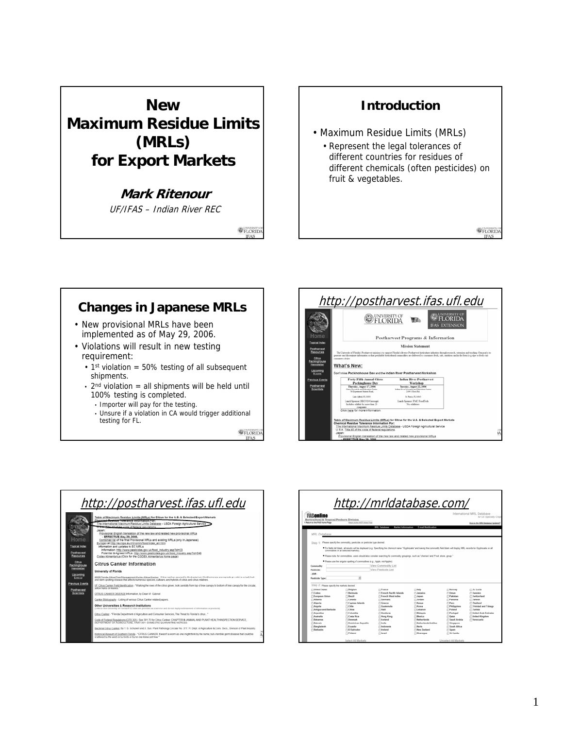# New Maximum Residue Limits (MRLs) for Export Markets

***Mark Ritenour***

*UF/IFAS – Indian River REC*

## Introduction

- Maximum Residue Limits (MRLs)
  - Represent the legal tolerances of different countries for residues of different chemicals (often pesticides) on fruit & vegetables.

## Changes in Japanese MRLs

- New provisional MRLs have been implemented as of May 29, 2006.
- Violations will result in new testing requirement:
  - 1st violation = 50% testing of all subsequent shipments.
  - 2nd violation = all shipments will be held until 100% testing is completed.
    - Importer will pay for the testing.
    - Unsure if a violation in CA would trigger additional testing for FL.

## http://postharvest.ifas.ufl.edu

## http://postharvest.ifas.ufl.edu

## http://mrldatabase.com/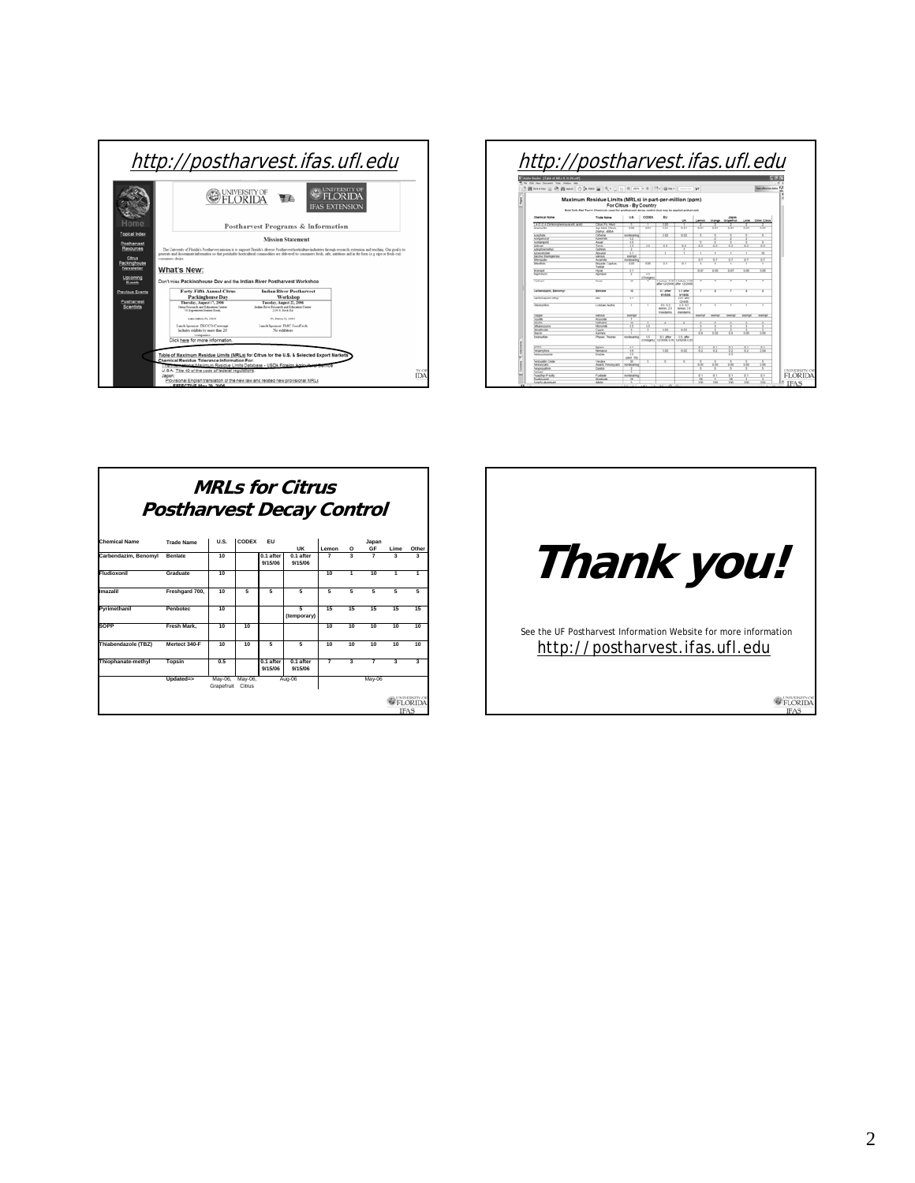## http://postharvest.ifas.ufl.edu

UNIVERSITY OF FLORIDA — UNIVERSITY OF FLORIDA IFAS EXTENSION

Postharvest Programs & Information

Home
Topical Index
Postharvest Resources
Citrus Packinghouse Newsletter
Upcoming Events
Previous Events
Postharvest Scientists

**Mission Statement**

The University of Florida's Postharvest mission is to support Florida's diverse Postharvest horticulture industries through research, extension and teaching. Our goal is to generate and disseminate information so that perishable horticultural commodities are delivered to consumers fresh, safe, nutritious and in the form (e.g. ripe or fresh-cut) consumers desire.

**What's New:**

Don't miss Packinghouse Day and the Indian River Postharvest Workshop

| Forty Fifth Annual Citrus Packinghouse Day | Indian River Postharvest Workshop |
|---|---|
| Thursday, August 17, 2006 | Tuesday, August 22, 2006 |
| Citrus Research and Education Center | Indian River Research and Education Center |
| Lunch Sponsor: DECCO/Cerexagri Includes exhibits by more than 20 companies | Lunch Sponsor: FMC FoodTech No exhibitors |

Click here for more information.

Table of Maximum Residue Limits (MRLs) for Citrus for the U.S. & Selected Export Markets
Chemical Residue Tolerance Information For:
The International Maximum Residue Limits Database - USDA Foreign Agricultural Service
U.S.A. Title 40 of the code of federal regulations.
Japan:
Provisional English translation of the new law and related new provisional MRLs
EFFECTIVE May 29, 2006

## http://postharvest.ifas.ufl.edu

Maximum Residue Limits (MRLs) in part-per-million (ppm)
For Citrus - By Country

## MRLs for Citrus Postharvest Decay Control

| Chemical Name | Trade Name | U.S. | CODEX | EU | UK | Lemon | O | Japan GF | Lime | Other |
|---|---|---|---|---|---|---|---|---|---|---|
| Carbendazim, Benomyl | Benlate | 10 | | 0.1 after 9/15/06 | 0.1 after 9/15/06 | 7 | 3 | 7 | 3 | 3 |
| Fludioxonil | Graduate | 10 | | | | 10 | 1 | 10 | 1 | 1 |
| Imazalil | Freshgard 700, | 10 | 5 | 5 | 5 | 5 | 5 | 5 | 5 | 5 |
| Pyrimethanil | Penbotec | 10 | | | 5 (temporary) | 15 | 15 | 15 | 15 | 15 |
| SOPP | Fresh Mark, | 10 | 10 | | | 10 | 10 | 10 | 10 | 10 |
| Thiabendazole (TBZ) | Mertect 340-F | 10 | 10 | 5 | 5 | 10 | 10 | 10 | 10 | 10 |
| Thiophanate-methyl | Topsin | 0.5 | | 0.1 after 9/15/06 | 0.1 after 9/15/06 | 7 | 3 | 7 | 3 | 3 |
| | Updated=> | May-06, Grapefruit | May-06, Citrus | Aug-06 | | | | May-06 | | |

# Thank you!

See the UF Postharvest Information Website for more information
http://postharvest.ifas.ufl.edu